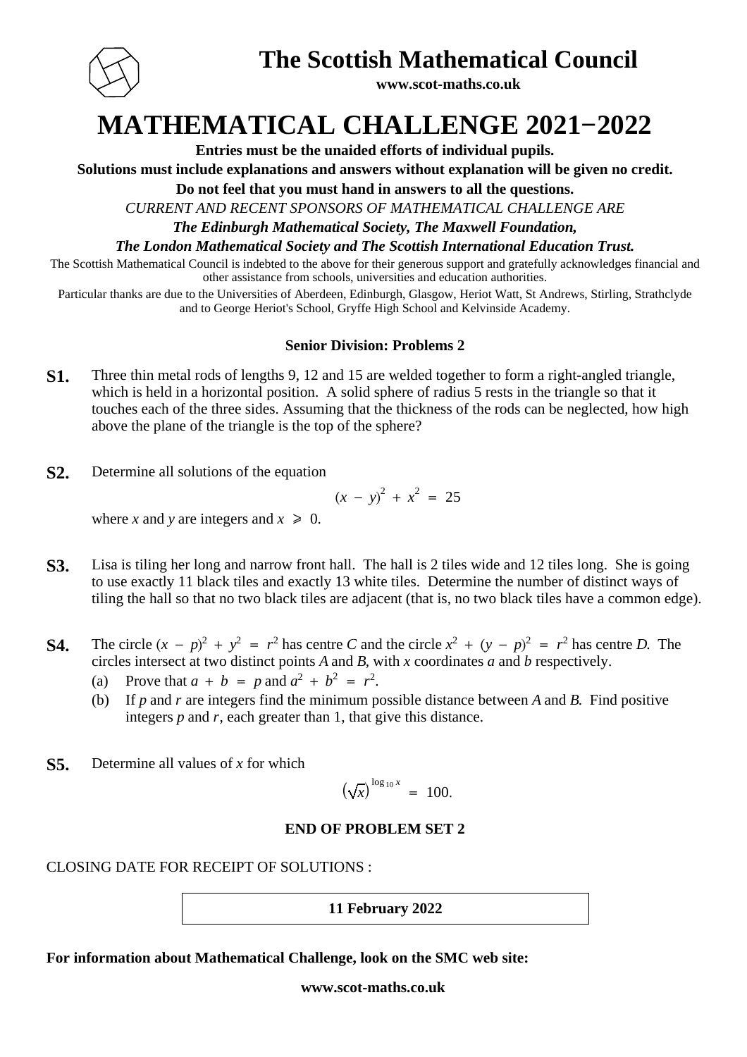# The Scottish Mathematical Council

**www.scot-maths.co.uk**

# MATHEMATICAL CHALLENGE 2021−2022

**Entries must be the unaided efforts of individual pupils.**

**Solutions must include explanations and answers without explanation will be given no credit.**

**Do not feel that you must hand in answers to all the questions.**

*CURRENT AND RECENT SPONSORS OF MATHEMATICAL CHALLENGE ARE*

***The Edinburgh Mathematical Society, The Maxwell Foundation,***

***The London Mathematical Society and The Scottish International Education Trust.***

The Scottish Mathematical Council is indebted to the above for their generous support and gratefully acknowledges financial and other assistance from schools, universities and education authorities.

Particular thanks are due to the Universities of Aberdeen, Edinburgh, Glasgow, Heriot Watt, St Andrews, Stirling, Strathclyde and to George Heriot's School, Gryffe High School and Kelvinside Academy.

### Senior Division: Problems 2

**S1.** Three thin metal rods of lengths 9, 12 and 15 are welded together to form a right-angled triangle, which is held in a horizontal position. A solid sphere of radius 5 rests in the triangle so that it touches each of the three sides. Assuming that the thickness of the rods can be neglected, how high above the plane of the triangle is the top of the sphere?

**S2.** Determine all solutions of the equation

$$(x - y)^2 + x^2 = 25$$

where $x$ and $y$ are integers and $x \geqslant 0$.

**S3.** Lisa is tiling her long and narrow front hall. The hall is 2 tiles wide and 12 tiles long. She is going to use exactly 11 black tiles and exactly 13 white tiles. Determine the number of distinct ways of tiling the hall so that no two black tiles are adjacent (that is, no two black tiles have a common edge).

**S4.** The circle $(x - p)^2 + y^2 = r^2$ has centre $C$ and the circle $x^2 + (y - p)^2 = r^2$ has centre $D$. The circles intersect at two distinct points $A$ and $B$, with $x$ coordinates $a$ and $b$ respectively.

(a) Prove that $a + b = p$ and $a^2 + b^2 = r^2$.

(b) If $p$ and $r$ are integers find the minimum possible distance between $A$ and $B$. Find positive integers $p$ and $r$, each greater than 1, that give this distance.

**S5.** Determine all values of $x$ for which

$$\left(\sqrt{x}\right)^{\log_{10} x} = 100.$$

**END OF PROBLEM SET 2**

CLOSING DATE FOR RECEIPT OF SOLUTIONS :

**11 February 2022**

**For information about Mathematical Challenge, look on the SMC web site:**

**www.scot-maths.co.uk**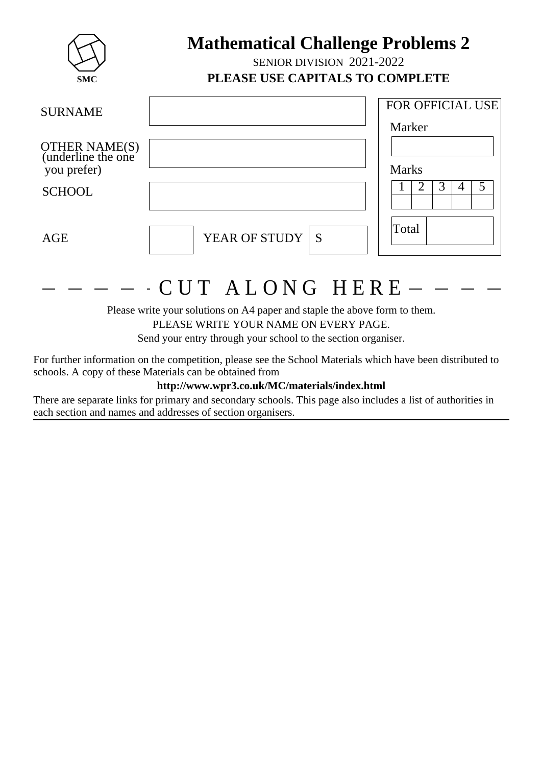SMC

# Mathematical Challenge Problems 2

SENIOR DIVISION 2021-2022

**PLEASE USE CAPITALS TO COMPLETE**

| | |
|---|---|
| SURNAME | |
| OTHER NAME(S) (underline the one you prefer) | |
| SCHOOL | |
| AGE | YEAR OF STUDY S |

FOR OFFICIAL USE

Marker

Marks

| 1 | 2 | 3 | 4 | 5 |
|---|---|---|---|---|
| | | | | |

Total

— — — — - C U T A L O N G H E R E — — — —

Please write your solutions on A4 paper and staple the above form to them.

PLEASE WRITE YOUR NAME ON EVERY PAGE.

Send your entry through your school to the section organiser.

For further information on the competition, please see the School Materials which have been distributed to schools. A copy of these Materials can be obtained from

**http://www.wpr3.co.uk/MC/materials/index.html**

There are separate links for primary and secondary schools. This page also includes a list of authorities in each section and names and addresses of section organisers.